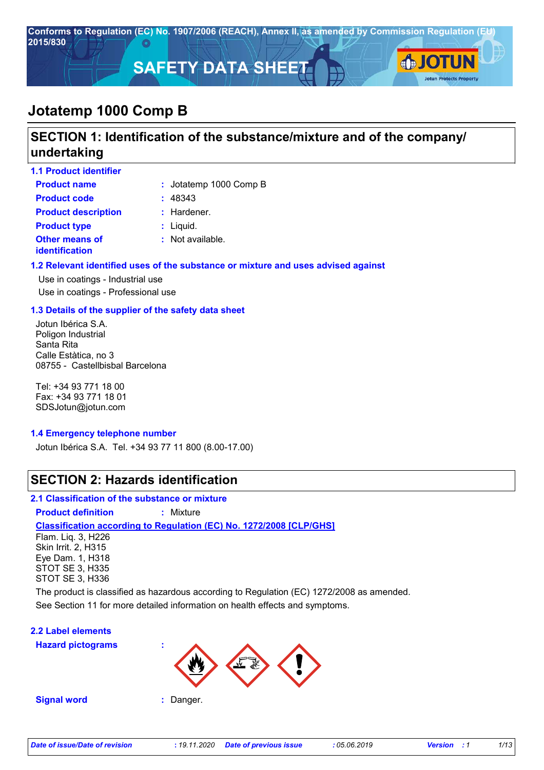Conforms to Regulation (EC) No. 1907/2006 (REACH), Annex II, as amended by Commission Regulation (EU) 2015/830

# SAFETY DATA SHEET

# Jotatemp 1000 Comp B

## SECTION 1: Identification of the substance/mixture and of the company/undertaking

### 1.1 Product identifier

**Product name** : Jotatemp 1000 Comp B

**Product code** : 48343

**Product description** : Hardener.

**Product type** : Liquid.

**Other means of identification** : Not available.

### 1.2 Relevant identified uses of the substance or mixture and uses advised against

Use in coatings - Industrial use

Use in coatings - Professional use

### 1.3 Details of the supplier of the safety data sheet

Jotun Ibérica S.A.
Poligon Industrial
Santa Rita
Calle Estàtica, no 3
08755 - Castellbisbal Barcelona

Tel: +34 93 771 18 00
Fax: +34 93 771 18 01
SDSJotun@jotun.com

### 1.4 Emergency telephone number

Jotun Ibérica S.A. Tel. +34 93 77 11 800 (8.00-17.00)

## SECTION 2: Hazards identification

### 2.1 Classification of the substance or mixture

**Product definition** : Mixture

**Classification according to Regulation (EC) No. 1272/2008 [CLP/GHS]**

Flam. Liq. 3, H226
Skin Irrit. 2, H315
Eye Dam. 1, H318
STOT SE 3, H335
STOT SE 3, H336

The product is classified as hazardous according to Regulation (EC) 1272/2008 as amended.

See Section 11 for more detailed information on health effects and symptoms.

### 2.2 Label elements

**Hazard pictograms** :

**Signal word** : Danger.

*Date of issue/Date of revision* : 19.11.2020 *Date of previous issue* : 05.06.2019 *Version* : 1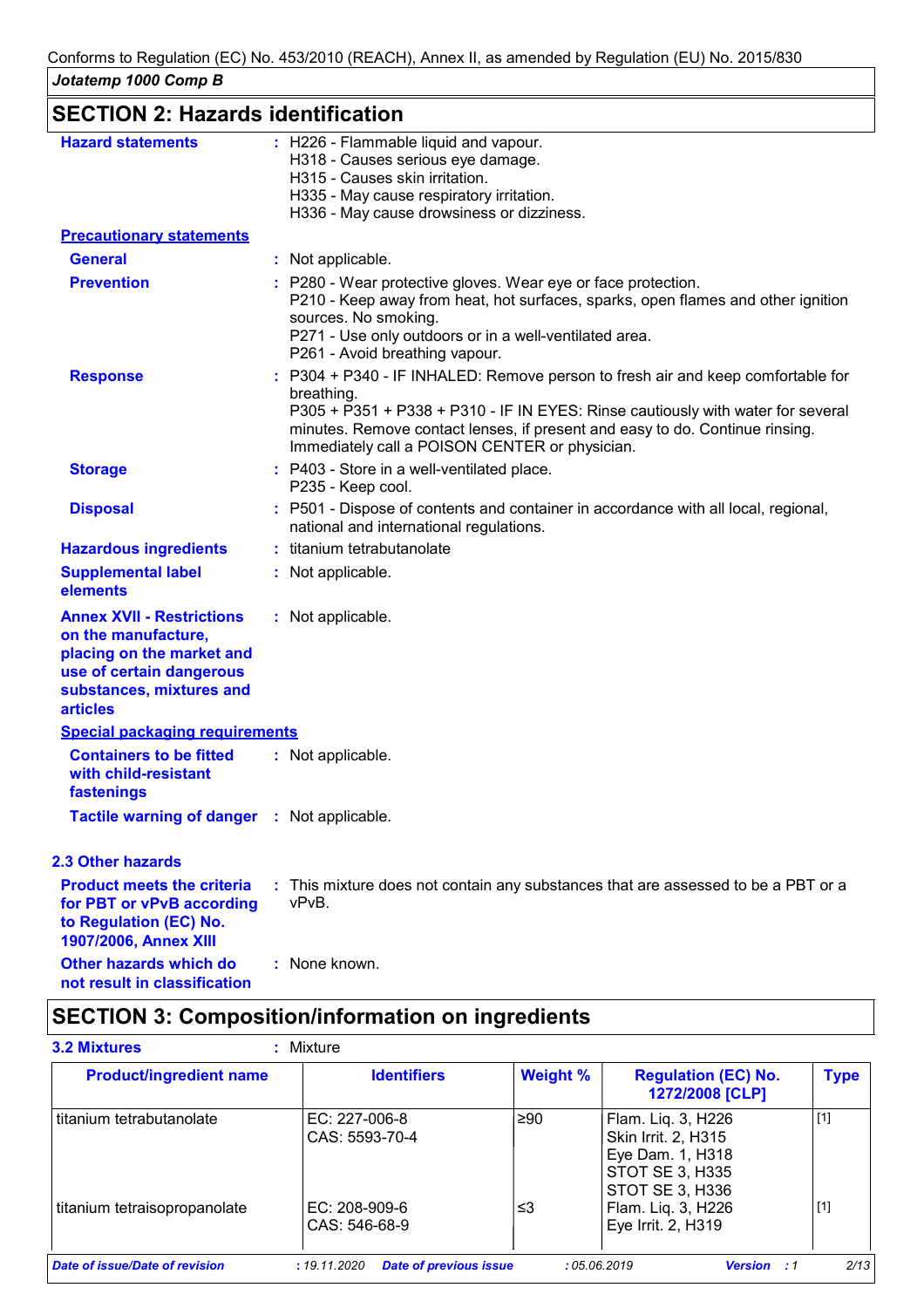## SECTION 2: Hazards identification

**Hazard statements** : H226 - Flammable liquid and vapour.
H318 - Causes serious eye damage.
H315 - Causes skin irritation.
H335 - May cause respiratory irritation.
H336 - May cause drowsiness or dizziness.

**Precautionary statements**

**General** : Not applicable.

**Prevention** : P280 - Wear protective gloves. Wear eye or face protection.
P210 - Keep away from heat, hot surfaces, sparks, open flames and other ignition sources. No smoking.
P271 - Use only outdoors or in a well-ventilated area.
P261 - Avoid breathing vapour.

**Response** : P304 + P340 - IF INHALED: Remove person to fresh air and keep comfortable for breathing.
P305 + P351 + P338 + P310 - IF IN EYES: Rinse cautiously with water for several minutes. Remove contact lenses, if present and easy to do. Continue rinsing. Immediately call a POISON CENTER or physician.

**Storage** : P403 - Store in a well-ventilated place.
P235 - Keep cool.

**Disposal** : P501 - Dispose of contents and container in accordance with all local, regional, national and international regulations.

**Hazardous ingredients** : titanium tetrabutanolate

**Supplemental label elements** : Not applicable.

**Annex XVII - Restrictions on the manufacture, placing on the market and use of certain dangerous substances, mixtures and articles** : Not applicable.

**Special packaging requirements**

**Containers to be fitted with child-resistant fastenings** : Not applicable.

**Tactile warning of danger** : Not applicable.

### 2.3 Other hazards

**Product meets the criteria for PBT or vPvB according to Regulation (EC) No. 1907/2006, Annex XIII** : This mixture does not contain any substances that are assessed to be a PBT or a vPvB.

**Other hazards which do not result in classification** : None known.

## SECTION 3: Composition/information on ingredients

**3.2 Mixtures** : Mixture

| Product/ingredient name | Identifiers | Weight % | Regulation (EC) No. 1272/2008 [CLP] | Type |
|---|---|---|---|---|
| titanium tetrabutanolate | EC: 227-006-8<br>CAS: 5593-70-4 | ≥90 | Flam. Liq. 3, H226<br>Skin Irrit. 2, H315<br>Eye Dam. 1, H318<br>STOT SE 3, H335<br>STOT SE 3, H336 | [1] |
| titanium tetraisopropanolate | EC: 208-909-6<br>CAS: 546-68-9 | ≤3 | Flam. Liq. 3, H226<br>Eye Irrit. 2, H319 | [1] |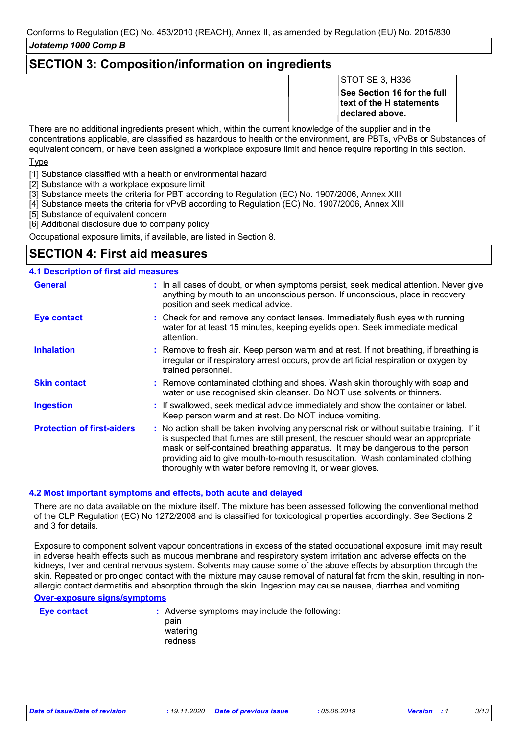## SECTION 3: Composition/information on ingredients

| | | | | |
|---|---|---|---|---|
| | | | STOT SE 3, H336<br>**See Section 16 for the full text of the H statements declared above.** | |

There are no additional ingredients present which, within the current knowledge of the supplier and in the concentrations applicable, are classified as hazardous to health or the environment, are PBTs, vPvBs or Substances of equivalent concern, or have been assigned a workplace exposure limit and hence require reporting in this section.

Type

[1] Substance classified with a health or environmental hazard
[2] Substance with a workplace exposure limit
[3] Substance meets the criteria for PBT according to Regulation (EC) No. 1907/2006, Annex XIII
[4] Substance meets the criteria for vPvB according to Regulation (EC) No. 1907/2006, Annex XIII
[5] Substance of equivalent concern
[6] Additional disclosure due to company policy

Occupational exposure limits, if available, are listed in Section 8.

## SECTION 4: First aid measures

### 4.1 Description of first aid measures

**General** : In all cases of doubt, or when symptoms persist, seek medical attention. Never give anything by mouth to an unconscious person. If unconscious, place in recovery position and seek medical advice.

**Eye contact** : Check for and remove any contact lenses. Immediately flush eyes with running water for at least 15 minutes, keeping eyelids open. Seek immediate medical attention.

**Inhalation** : Remove to fresh air. Keep person warm and at rest. If not breathing, if breathing is irregular or if respiratory arrest occurs, provide artificial respiration or oxygen by trained personnel.

**Skin contact** : Remove contaminated clothing and shoes. Wash skin thoroughly with soap and water or use recognised skin cleanser. Do NOT use solvents or thinners.

**Ingestion** : If swallowed, seek medical advice immediately and show the container or label. Keep person warm and at rest. Do NOT induce vomiting.

**Protection of first-aiders** : No action shall be taken involving any personal risk or without suitable training. If it is suspected that fumes are still present, the rescuer should wear an appropriate mask or self-contained breathing apparatus. It may be dangerous to the person providing aid to give mouth-to-mouth resuscitation. Wash contaminated clothing thoroughly with water before removing it, or wear gloves.

### 4.2 Most important symptoms and effects, both acute and delayed

There are no data available on the mixture itself. The mixture has been assessed following the conventional method of the CLP Regulation (EC) No 1272/2008 and is classified for toxicological properties accordingly. See Sections 2 and 3 for details.

Exposure to component solvent vapour concentrations in excess of the stated occupational exposure limit may result in adverse health effects such as mucous membrane and respiratory system irritation and adverse effects on the kidneys, liver and central nervous system. Solvents may cause some of the above effects by absorption through the skin. Repeated or prolonged contact with the mixture may cause removal of natural fat from the skin, resulting in non-allergic contact dermatitis and absorption through the skin. Ingestion may cause nausea, diarrhea and vomiting.

**Over-exposure signs/symptoms**

**Eye contact** : Adverse symptoms may include the following:
pain
watering
redness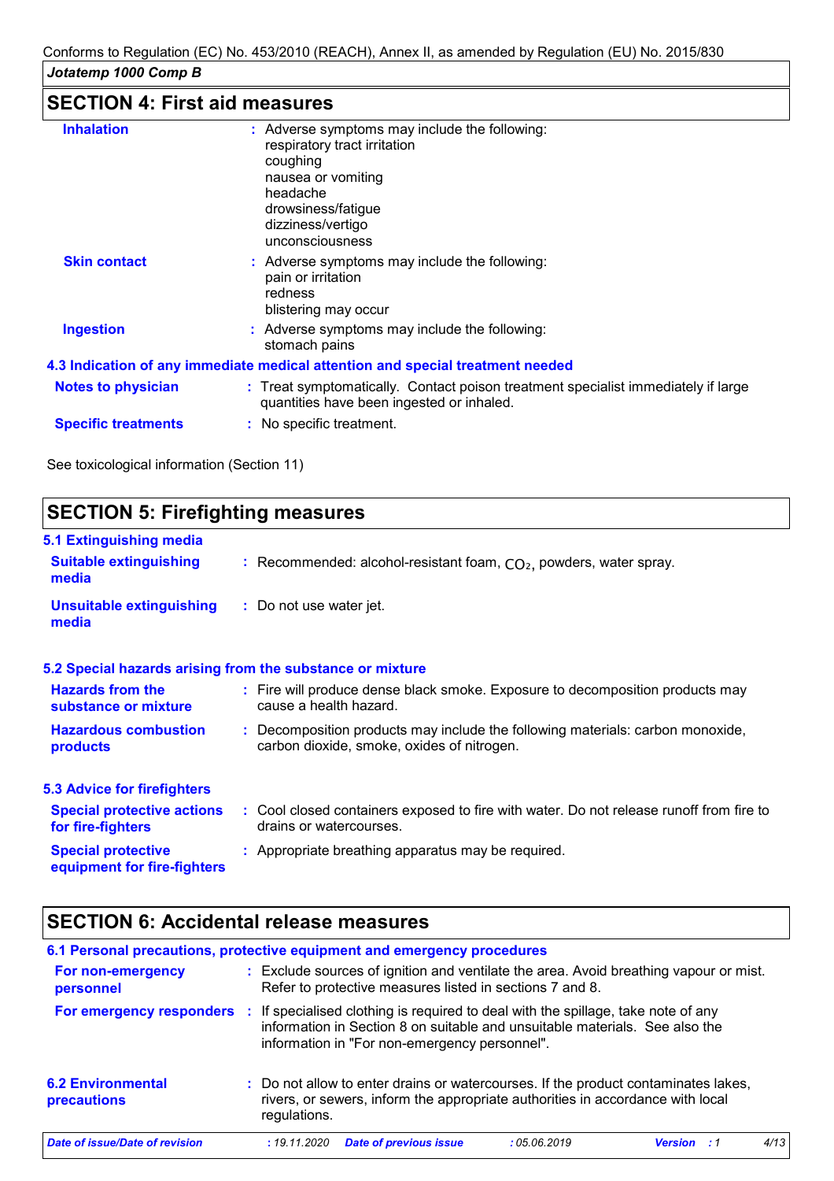Conforms to Regulation (EC) No. 453/2010 (REACH), Annex II, as amended by Regulation (EU) No. 2015/830

*Jotatemp 1000 Comp B*

## SECTION 4: First aid measures

**Inhalation** : Adverse symptoms may include the following:
respiratory tract irritation
coughing
nausea or vomiting
headache
drowsiness/fatigue
dizziness/vertigo
unconsciousness

**Skin contact** : Adverse symptoms may include the following:
pain or irritation
redness
blistering may occur

**Ingestion** : Adverse symptoms may include the following:
stomach pains

### 4.3 Indication of any immediate medical attention and special treatment needed

**Notes to physician** : Treat symptomatically. Contact poison treatment specialist immediately if large quantities have been ingested or inhaled.

**Specific treatments** : No specific treatment.

See toxicological information (Section 11)

## SECTION 5: Firefighting measures

### 5.1 Extinguishing media

**Suitable extinguishing media** : Recommended: alcohol-resistant foam, $CO_2$, powders, water spray.

**Unsuitable extinguishing media** : Do not use water jet.

### 5.2 Special hazards arising from the substance or mixture

**Hazards from the substance or mixture** : Fire will produce dense black smoke. Exposure to decomposition products may cause a health hazard.

**Hazardous combustion products** : Decomposition products may include the following materials: carbon monoxide, carbon dioxide, smoke, oxides of nitrogen.

### 5.3 Advice for firefighters

**Special protective actions for fire-fighters** : Cool closed containers exposed to fire with water. Do not release runoff from fire to drains or watercourses.

**Special protective equipment for fire-fighters** : Appropriate breathing apparatus may be required.

## SECTION 6: Accidental release measures

### 6.1 Personal precautions, protective equipment and emergency procedures

**For non-emergency personnel** : Exclude sources of ignition and ventilate the area. Avoid breathing vapour or mist. Refer to protective measures listed in sections 7 and 8.

**For emergency responders** : If specialised clothing is required to deal with the spillage, take note of any information in Section 8 on suitable and unsuitable materials. See also the information in "For non-emergency personnel".

### 6.2 Environmental precautions

: Do not allow to enter drains or watercourses. If the product contaminates lakes, rivers, or sewers, inform the appropriate authorities in accordance with local regulations.

*Date of issue/Date of revision* : 19.11.2020 *Date of previous issue* : 05.06.2019 *Version* : 1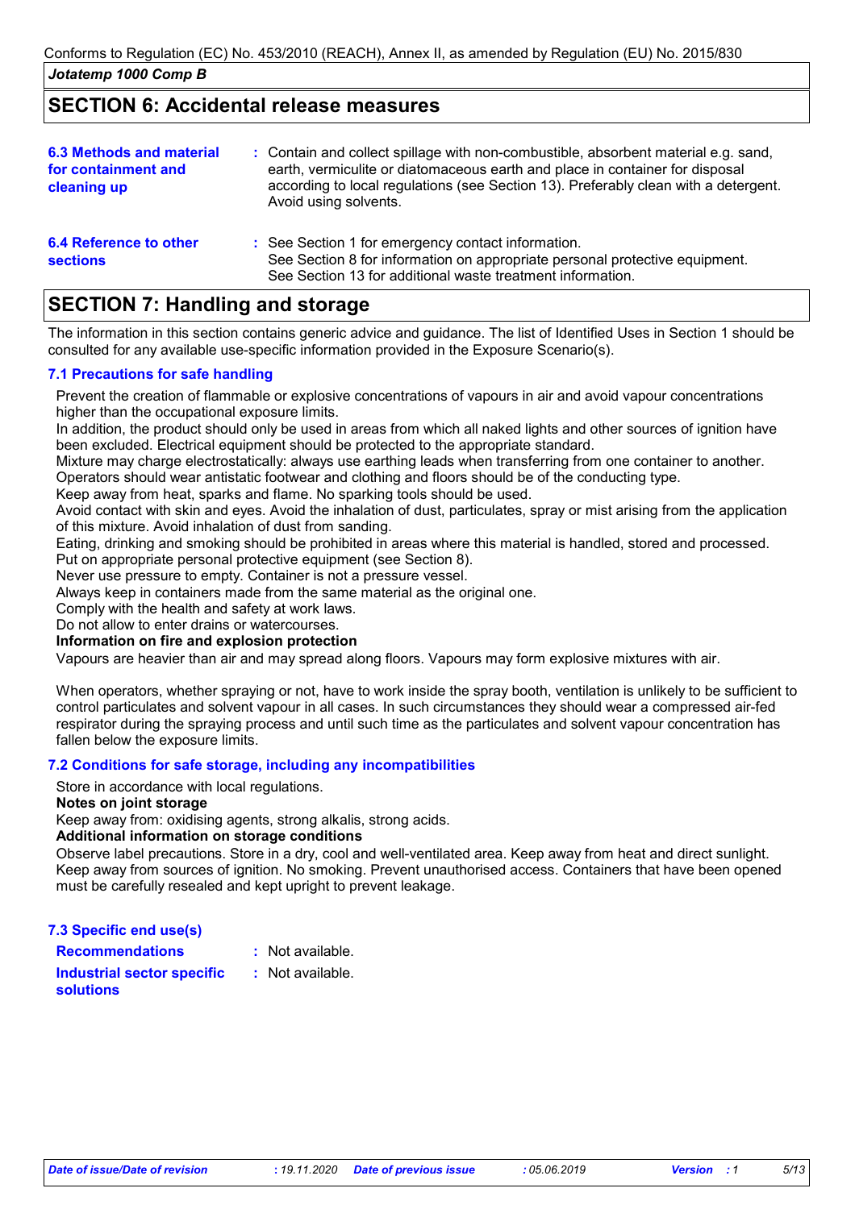## SECTION 6: Accidental release measures

**6.3 Methods and material for containment and cleaning up** : Contain and collect spillage with non-combustible, absorbent material e.g. sand, earth, vermiculite or diatomaceous earth and place in container for disposal according to local regulations (see Section 13). Preferably clean with a detergent. Avoid using solvents.

**6.4 Reference to other sections** : See Section 1 for emergency contact information.
See Section 8 for information on appropriate personal protective equipment.
See Section 13 for additional waste treatment information.

## SECTION 7: Handling and storage

The information in this section contains generic advice and guidance. The list of Identified Uses in Section 1 should be consulted for any available use-specific information provided in the Exposure Scenario(s).

### 7.1 Precautions for safe handling

Prevent the creation of flammable or explosive concentrations of vapours in air and avoid vapour concentrations higher than the occupational exposure limits.
In addition, the product should only be used in areas from which all naked lights and other sources of ignition have been excluded. Electrical equipment should be protected to the appropriate standard.
Mixture may charge electrostatically: always use earthing leads when transferring from one container to another.
Operators should wear antistatic footwear and clothing and floors should be of the conducting type.
Keep away from heat, sparks and flame. No sparking tools should be used.
Avoid contact with skin and eyes. Avoid the inhalation of dust, particulates, spray or mist arising from the application of this mixture. Avoid inhalation of dust from sanding.
Eating, drinking and smoking should be prohibited in areas where this material is handled, stored and processed.
Put on appropriate personal protective equipment (see Section 8).
Never use pressure to empty. Container is not a pressure vessel.
Always keep in containers made from the same material as the original one.
Comply with the health and safety at work laws.
Do not allow to enter drains or watercourses.

**Information on fire and explosion protection**

Vapours are heavier than air and may spread along floors. Vapours may form explosive mixtures with air.

When operators, whether spraying or not, have to work inside the spray booth, ventilation is unlikely to be sufficient to control particulates and solvent vapour in all cases. In such circumstances they should wear a compressed air-fed respirator during the spraying process and until such time as the particulates and solvent vapour concentration has fallen below the exposure limits.

### 7.2 Conditions for safe storage, including any incompatibilities

Store in accordance with local regulations.

**Notes on joint storage**

Keep away from: oxidising agents, strong alkalis, strong acids.

**Additional information on storage conditions**

Observe label precautions. Store in a dry, cool and well-ventilated area. Keep away from heat and direct sunlight. Keep away from sources of ignition. No smoking. Prevent unauthorised access. Containers that have been opened must be carefully resealed and kept upright to prevent leakage.

### 7.3 Specific end use(s)

**Recommendations** : Not available.

**Industrial sector specific solutions** : Not available.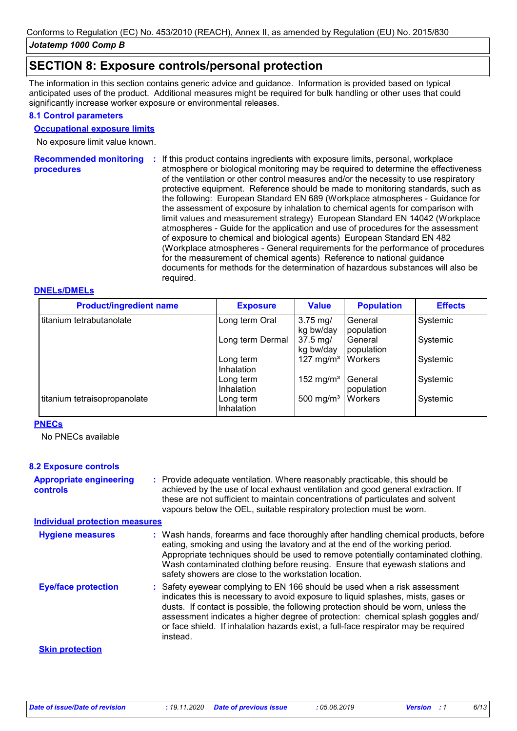## SECTION 8: Exposure controls/personal protection

The information in this section contains generic advice and guidance. Information is provided based on typical anticipated uses of the product. Additional measures might be required for bulk handling or other uses that could significantly increase worker exposure or environmental releases.

### 8.1 Control parameters

**Occupational exposure limits**

No exposure limit value known.

**Recommended monitoring procedures** : If this product contains ingredients with exposure limits, personal, workplace atmosphere or biological monitoring may be required to determine the effectiveness of the ventilation or other control measures and/or the necessity to use respiratory protective equipment. Reference should be made to monitoring standards, such as the following: European Standard EN 689 (Workplace atmospheres - Guidance for the assessment of exposure by inhalation to chemical agents for comparison with limit values and measurement strategy) European Standard EN 14042 (Workplace atmospheres - Guide for the application and use of procedures for the assessment of exposure to chemical and biological agents) European Standard EN 482 (Workplace atmospheres - General requirements for the performance of procedures for the measurement of chemical agents) Reference to national guidance documents for methods for the determination of hazardous substances will also be required.

**DNELs/DMELs**

| Product/ingredient name | Exposure | Value | Population | Effects |
|---|---|---|---|---|
| titanium tetrabutanolate | Long term Oral | 3.75 mg/kg bw/day | General population | Systemic |
| | Long term Dermal | 37.5 mg/kg bw/day | General population | Systemic |
| | Long term Inhalation | 127 mg/m³ | Workers | Systemic |
| | Long term Inhalation | 152 mg/m³ | General population | Systemic |
| titanium tetraisopropanolate | Long term Inhalation | 500 mg/m³ | Workers | Systemic |

**PNECs**

No PNECs available

### 8.2 Exposure controls

**Appropriate engineering controls** : Provide adequate ventilation. Where reasonably practicable, this should be achieved by the use of local exhaust ventilation and good general extraction. If these are not sufficient to maintain concentrations of particulates and solvent vapours below the OEL, suitable respiratory protection must be worn.

**Individual protection measures**

**Hygiene measures** : Wash hands, forearms and face thoroughly after handling chemical products, before eating, smoking and using the lavatory and at the end of the working period. Appropriate techniques should be used to remove potentially contaminated clothing. Wash contaminated clothing before reusing. Ensure that eyewash stations and safety showers are close to the workstation location.

**Eye/face protection** : Safety eyewear complying to EN 166 should be used when a risk assessment indicates this is necessary to avoid exposure to liquid splashes, mists, gases or dusts. If contact is possible, the following protection should be worn, unless the assessment indicates a higher degree of protection: chemical splash goggles and/or face shield. If inhalation hazards exist, a full-face respirator may be required instead.

**Skin protection**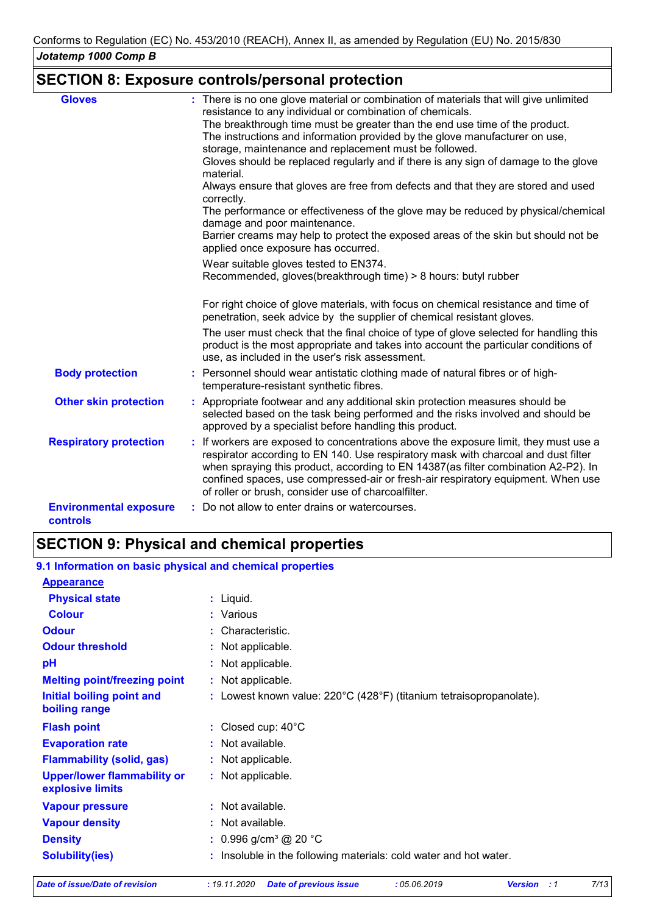## SECTION 8: Exposure controls/personal protection

**Gloves** : There is no one glove material or combination of materials that will give unlimited resistance to any individual or combination of chemicals.
The breakthrough time must be greater than the end use time of the product.
The instructions and information provided by the glove manufacturer on use, storage, maintenance and replacement must be followed.
Gloves should be replaced regularly and if there is any sign of damage to the glove material.
Always ensure that gloves are free from defects and that they are stored and used correctly.
The performance or effectiveness of the glove may be reduced by physical/chemical damage and poor maintenance.
Barrier creams may help to protect the exposed areas of the skin but should not be applied once exposure has occurred.

Wear suitable gloves tested to EN374.
Recommended, gloves(breakthrough time) > 8 hours: butyl rubber

For right choice of glove materials, with focus on chemical resistance and time of penetration, seek advice by the supplier of chemical resistant gloves.

The user must check that the final choice of type of glove selected for handling this product is the most appropriate and takes into account the particular conditions of use, as included in the user's risk assessment.

**Body protection** : Personnel should wear antistatic clothing made of natural fibres or of high-temperature-resistant synthetic fibres.

**Other skin protection** : Appropriate footwear and any additional skin protection measures should be selected based on the task being performed and the risks involved and should be approved by a specialist before handling this product.

**Respiratory protection** : If workers are exposed to concentrations above the exposure limit, they must use a respirator according to EN 140. Use respiratory mask with charcoal and dust filter when spraying this product, according to EN 14387(as filter combination A2-P2). In confined spaces, use compressed-air or fresh-air respiratory equipment. When use of roller or brush, consider use of charcoalfilter.

**Environmental exposure controls** : Do not allow to enter drains or watercourses.

## SECTION 9: Physical and chemical properties

### 9.1 Information on basic physical and chemical properties

**Appearance**

| | |
|---|---|
| **Physical state** | : Liquid. |
| **Colour** | : Various |
| **Odour** | : Characteristic. |
| **Odour threshold** | : Not applicable. |
| **pH** | : Not applicable. |
| **Melting point/freezing point** | : Not applicable. |
| **Initial boiling point and boiling range** | : Lowest known value: 220°C (428°F) (titanium tetraisopropanolate). |
| **Flash point** | : Closed cup: 40°C |
| **Evaporation rate** | : Not available. |
| **Flammability (solid, gas)** | : Not applicable. |
| **Upper/lower flammability or explosive limits** | : Not applicable. |
| **Vapour pressure** | : Not available. |
| **Vapour density** | : Not available. |
| **Density** | : 0.996 g/cm³ @ 20 °C |
| **Solubility(ies)** | : Insoluble in the following materials: cold water and hot water. |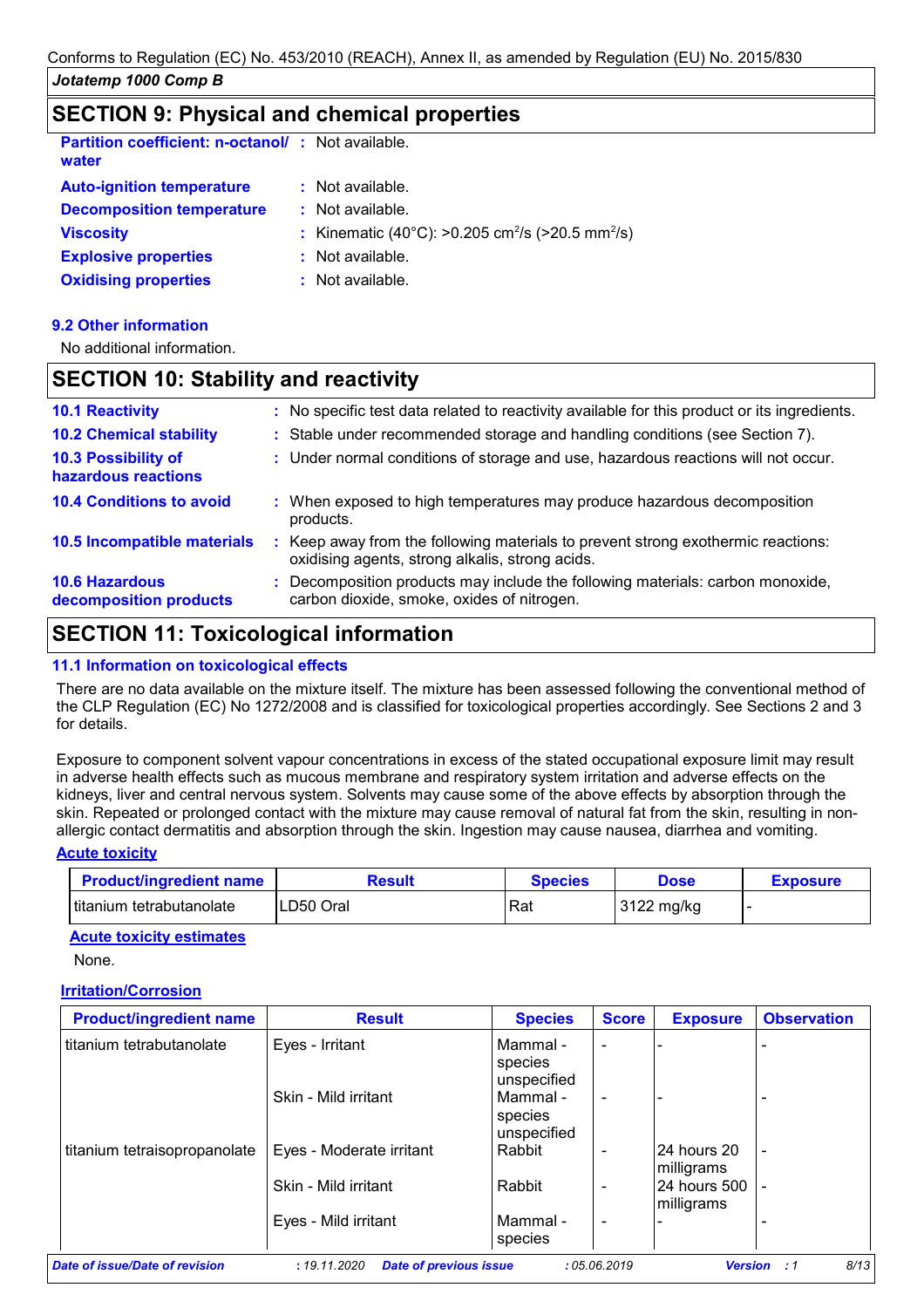## SECTION 9: Physical and chemical properties

| | |
|---|---|
| **Partition coefficient: n-octanol/ water** | : Not available. |
| **Auto-ignition temperature** | : Not available. |
| **Decomposition temperature** | : Not available. |
| **Viscosity** | : Kinematic (40°C): >0.205 $cm^2/s$ (>20.5 $mm^2/s$) |
| **Explosive properties** | : Not available. |
| **Oxidising properties** | : Not available. |

### 9.2 Other information

No additional information.

## SECTION 10: Stability and reactivity

| | |
|---|---|
| **10.1 Reactivity** | : No specific test data related to reactivity available for this product or its ingredients. |
| **10.2 Chemical stability** | : Stable under recommended storage and handling conditions (see Section 7). |
| **10.3 Possibility of hazardous reactions** | : Under normal conditions of storage and use, hazardous reactions will not occur. |
| **10.4 Conditions to avoid** | : When exposed to high temperatures may produce hazardous decomposition products. |
| **10.5 Incompatible materials** | : Keep away from the following materials to prevent strong exothermic reactions: oxidising agents, strong alkalis, strong acids. |
| **10.6 Hazardous decomposition products** | : Decomposition products may include the following materials: carbon monoxide, carbon dioxide, smoke, oxides of nitrogen. |

## SECTION 11: Toxicological information

### 11.1 Information on toxicological effects

There are no data available on the mixture itself. The mixture has been assessed following the conventional method of the CLP Regulation (EC) No 1272/2008 and is classified for toxicological properties accordingly. See Sections 2 and 3 for details.

Exposure to component solvent vapour concentrations in excess of the stated occupational exposure limit may result in adverse health effects such as mucous membrane and respiratory system irritation and adverse effects on the kidneys, liver and central nervous system. Solvents may cause some of the above effects by absorption through the skin. Repeated or prolonged contact with the mixture may cause removal of natural fat from the skin, resulting in non-allergic contact dermatitis and absorption through the skin. Ingestion may cause nausea, diarrhea and vomiting.

**Acute toxicity**

| Product/ingredient name | Result | Species | Dose | Exposure |
|---|---|---|---|---|
| titanium tetrabutanolate | LD50 Oral | Rat | 3122 mg/kg | - |

**Acute toxicity estimates**

None.

**Irritation/Corrosion**

| Product/ingredient name | Result | Species | Score | Exposure | Observation |
|---|---|---|---|---|---|
| titanium tetrabutanolate | Eyes - Irritant | Mammal - species unspecified | - | - | - |
| | Skin - Mild irritant | Mammal - species unspecified | - | - | - |
| titanium tetraisopropanolate | Eyes - Moderate irritant | Rabbit | - | 24 hours 20 milligrams | - |
| | Skin - Mild irritant | Rabbit | - | 24 hours 500 milligrams | - |
| | Eyes - Mild irritant | Mammal - species | - | - | - |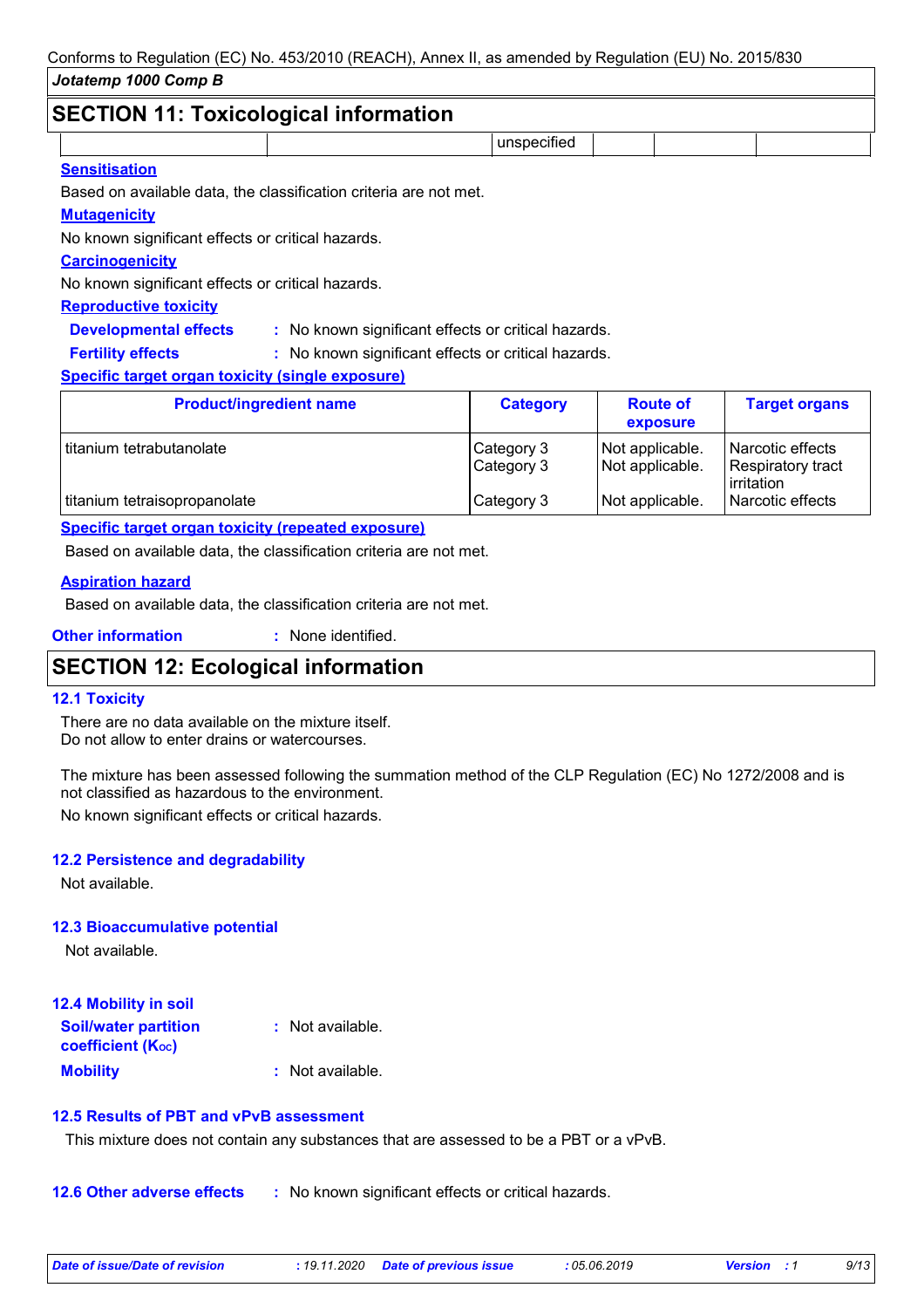## SECTION 11: Toxicological information

| | | unspecified | | | |
|---|---|---|---|---|---|

**Sensitisation**

Based on available data, the classification criteria are not met.

**Mutagenicity**

No known significant effects or critical hazards.

**Carcinogenicity**

No known significant effects or critical hazards.

**Reproductive toxicity**

**Developmental effects** : No known significant effects or critical hazards.

**Fertility effects** : No known significant effects or critical hazards.

**Specific target organ toxicity (single exposure)**

| Product/ingredient name | Category | Route of exposure | Target organs |
|---|---|---|---|
| titanium tetrabutanolate | Category 3 | Not applicable. | Narcotic effects |
| | Category 3 | Not applicable. | Respiratory tract irritation |
| titanium tetraisopropanolate | Category 3 | Not applicable. | Narcotic effects |

**Specific target organ toxicity (repeated exposure)**

Based on available data, the classification criteria are not met.

**Aspiration hazard**

Based on available data, the classification criteria are not met.

**Other information** : None identified.

## SECTION 12: Ecological information

### 12.1 Toxicity

There are no data available on the mixture itself.
Do not allow to enter drains or watercourses.

The mixture has been assessed following the summation method of the CLP Regulation (EC) No 1272/2008 and is not classified as hazardous to the environment.

No known significant effects or critical hazards.

### 12.2 Persistence and degradability

Not available.

### 12.3 Bioaccumulative potential

Not available.

### 12.4 Mobility in soil

**Soil/water partition coefficient ($K_{OC}$)** : Not available.

**Mobility** : Not available.

### 12.5 Results of PBT and vPvB assessment

This mixture does not contain any substances that are assessed to be a PBT or a vPvB.

### 12.6 Other adverse effects : No known significant effects or critical hazards.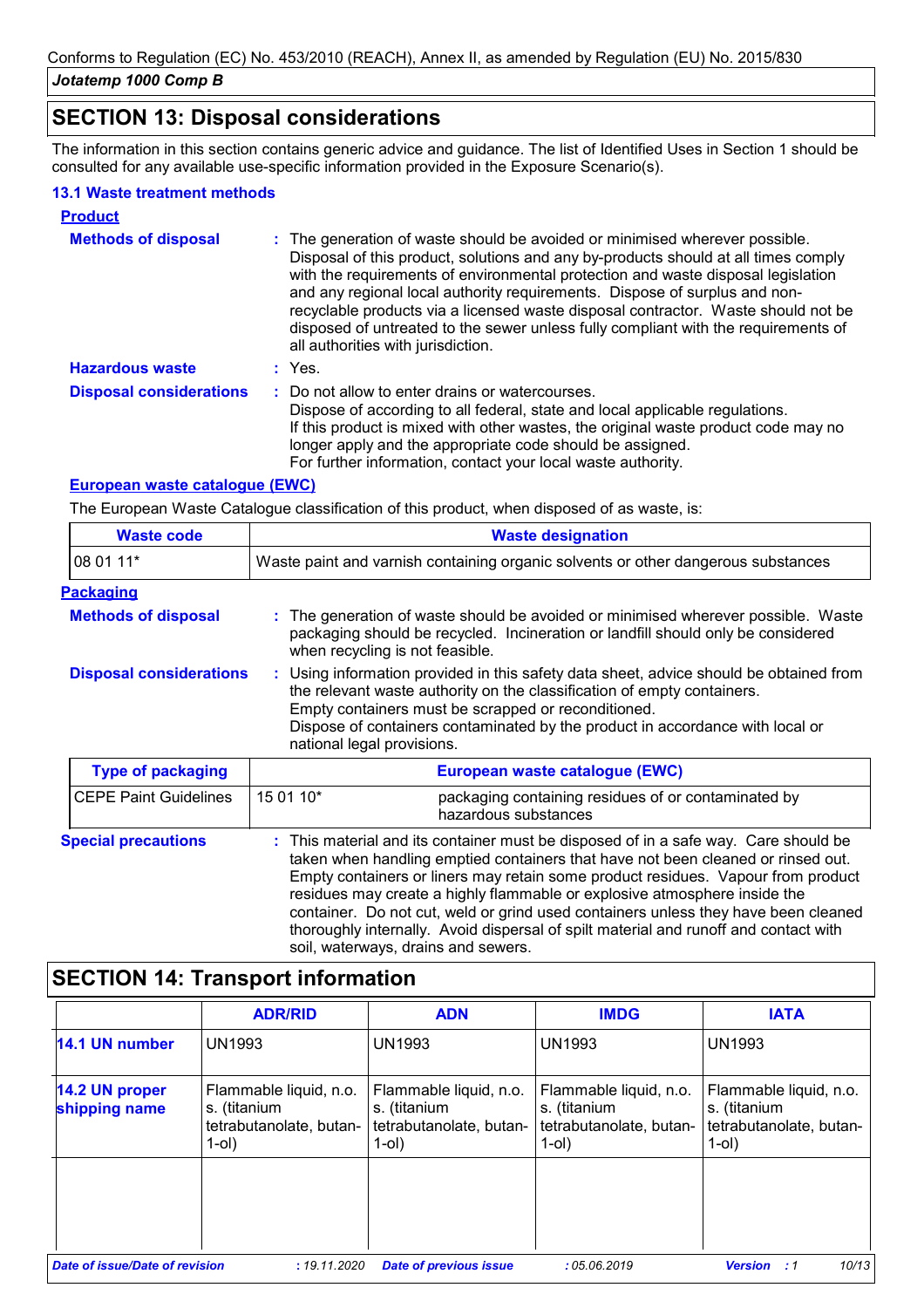## SECTION 13: Disposal considerations

The information in this section contains generic advice and guidance. The list of Identified Uses in Section 1 should be consulted for any available use-specific information provided in the Exposure Scenario(s).

### 13.1 Waste treatment methods

**Product**

**Methods of disposal** : The generation of waste should be avoided or minimised wherever possible. Disposal of this product, solutions and any by-products should at all times comply with the requirements of environmental protection and waste disposal legislation and any regional local authority requirements. Dispose of surplus and non-recyclable products via a licensed waste disposal contractor. Waste should not be disposed of untreated to the sewer unless fully compliant with the requirements of all authorities with jurisdiction.

**Hazardous waste** : Yes.

**Disposal considerations** : Do not allow to enter drains or watercourses.
Dispose of according to all federal, state and local applicable regulations.
If this product is mixed with other wastes, the original waste product code may no longer apply and the appropriate code should be assigned.
For further information, contact your local waste authority.

**European waste catalogue (EWC)**

The European Waste Catalogue classification of this product, when disposed of as waste, is:

| Waste code | Waste designation |
|---|---|
| 08 01 11* | Waste paint and varnish containing organic solvents or other dangerous substances |

**Packaging**

**Methods of disposal** : The generation of waste should be avoided or minimised wherever possible. Waste packaging should be recycled. Incineration or landfill should only be considered when recycling is not feasible.

**Disposal considerations** : Using information provided in this safety data sheet, advice should be obtained from the relevant waste authority on the classification of empty containers.
Empty containers must be scrapped or reconditioned.
Dispose of containers contaminated by the product in accordance with local or national legal provisions.

| Type of packaging | European waste catalogue (EWC) | |
|---|---|---|
| CEPE Paint Guidelines | 15 01 10* | packaging containing residues of or contaminated by hazardous substances |

**Special precautions** : This material and its container must be disposed of in a safe way. Care should be taken when handling emptied containers that have not been cleaned or rinsed out. Empty containers or liners may retain some product residues. Vapour from product residues may create a highly flammable or explosive atmosphere inside the container. Do not cut, weld or grind used containers unless they have been cleaned thoroughly internally. Avoid dispersal of spilt material and runoff and contact with soil, waterways, drains and sewers.

## SECTION 14: Transport information

| | ADR/RID | ADN | IMDG | IATA |
|---|---|---|---|---|
| **14.1 UN number** | UN1993 | UN1993 | UN1993 | UN1993 |
| **14.2 UN proper shipping name** | Flammable liquid, n.o.s. (titanium tetrabutanolate, butan-1-ol) | Flammable liquid, n.o.s. (titanium tetrabutanolate, butan-1-ol) | Flammable liquid, n.o.s. (titanium tetrabutanolate, butan-1-ol) | Flammable liquid, n.o.s. (titanium tetrabutanolate, butan-1-ol) |
| | | | | |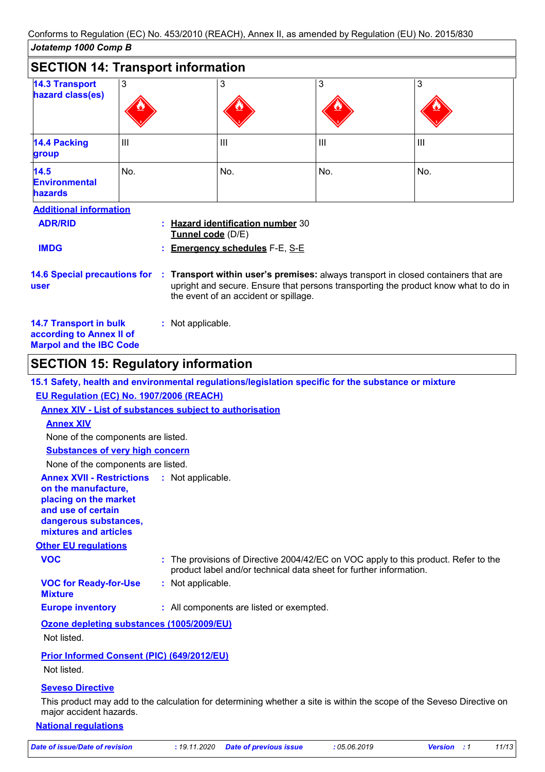## SECTION 14: Transport information

| | | | | |
|---|---|---|---|---|
| **14.3 Transport hazard class(es)** | 3 | 3 | 3 | 3 |
| **14.4 Packing group** | III | III | III | III |
| **14.5 Environmental hazards** | No. | No. | No. | No. |

**Additional information**

**ADR/RID** : **Hazard identification number** 30
**Tunnel code** (D/E)

**IMDG** : **Emergency schedules** F-E, S-E

**14.6 Special precautions for user** : **Transport within user's premises:** always transport in closed containers that are upright and secure. Ensure that persons transporting the product know what to do in the event of an accident or spillage.

**14.7 Transport in bulk according to Annex II of Marpol and the IBC Code** : Not applicable.

## SECTION 15: Regulatory information

### 15.1 Safety, health and environmental regulations/legislation specific for the substance or mixture

**EU Regulation (EC) No. 1907/2006 (REACH)**

**Annex XIV - List of substances subject to authorisation**

**Annex XIV**

None of the components are listed.

**Substances of very high concern**

None of the components are listed.

**Annex XVII - Restrictions on the manufacture, placing on the market and use of certain dangerous substances, mixtures and articles** : Not applicable.

**Other EU regulations**

**VOC** : The provisions of Directive 2004/42/EC on VOC apply to this product. Refer to the product label and/or technical data sheet for further information.

**VOC for Ready-for-Use Mixture** : Not applicable.

**Europe inventory** : All components are listed or exempted.

**Ozone depleting substances (1005/2009/EU)**

Not listed.

**Prior Informed Consent (PIC) (649/2012/EU)**

Not listed.

**Seveso Directive**

This product may add to the calculation for determining whether a site is within the scope of the Seveso Directive on major accident hazards.

**National regulations**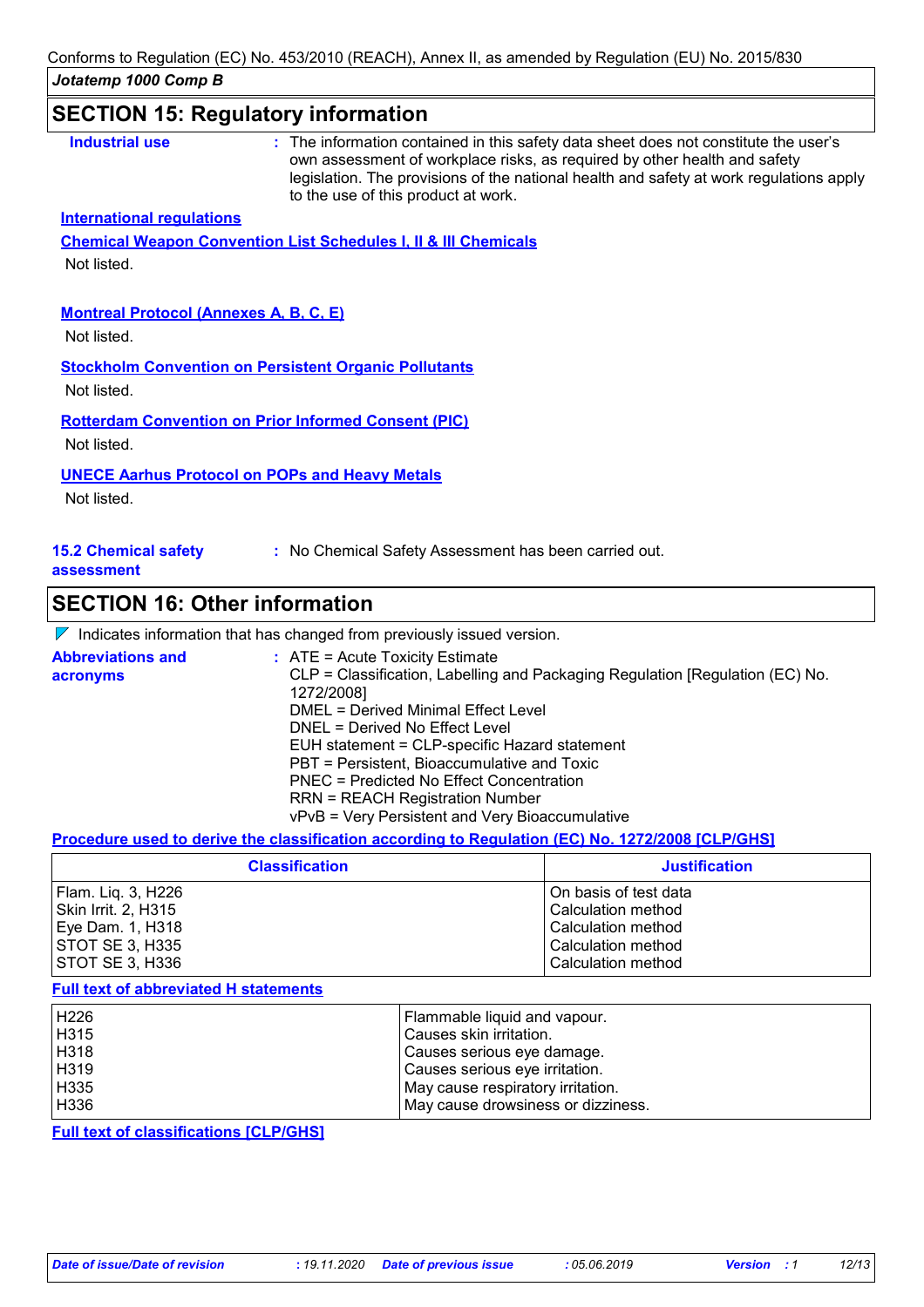## SECTION 15: Regulatory information

**Industrial use** : The information contained in this safety data sheet does not constitute the user's own assessment of workplace risks, as required by other health and safety legislation. The provisions of the national health and safety at work regulations apply to the use of this product at work.

**International regulations**

**Chemical Weapon Convention List Schedules I, II & III Chemicals**

Not listed.

**Montreal Protocol (Annexes A, B, C, E)**

Not listed.

**Stockholm Convention on Persistent Organic Pollutants**

Not listed.

**Rotterdam Convention on Prior Informed Consent (PIC)**

Not listed.

**UNECE Aarhus Protocol on POPs and Heavy Metals**

Not listed.

**15.2 Chemical safety assessment** : No Chemical Safety Assessment has been carried out.

## SECTION 16: Other information

Indicates information that has changed from previously issued version.

**Abbreviations and acronyms** : ATE = Acute Toxicity Estimate
CLP = Classification, Labelling and Packaging Regulation [Regulation (EC) No. 1272/2008]
DMEL = Derived Minimal Effect Level
DNEL = Derived No Effect Level
EUH statement = CLP-specific Hazard statement
PBT = Persistent, Bioaccumulative and Toxic
PNEC = Predicted No Effect Concentration
RRN = REACH Registration Number
vPvB = Very Persistent and Very Bioaccumulative

**Procedure used to derive the classification according to Regulation (EC) No. 1272/2008 [CLP/GHS]**

| Classification | Justification |
|---|---|
| Flam. Liq. 3, H226 | On basis of test data |
| Skin Irrit. 2, H315 | Calculation method |
| Eye Dam. 1, H318 | Calculation method |
| STOT SE 3, H335 | Calculation method |
| STOT SE 3, H336 | Calculation method |

**Full text of abbreviated H statements**

| | |
|---|---|
| H226 | Flammable liquid and vapour. |
| H315 | Causes skin irritation. |
| H318 | Causes serious eye damage. |
| H319 | Causes serious eye irritation. |
| H335 | May cause respiratory irritation. |
| H336 | May cause drowsiness or dizziness. |

**Full text of classifications [CLP/GHS]**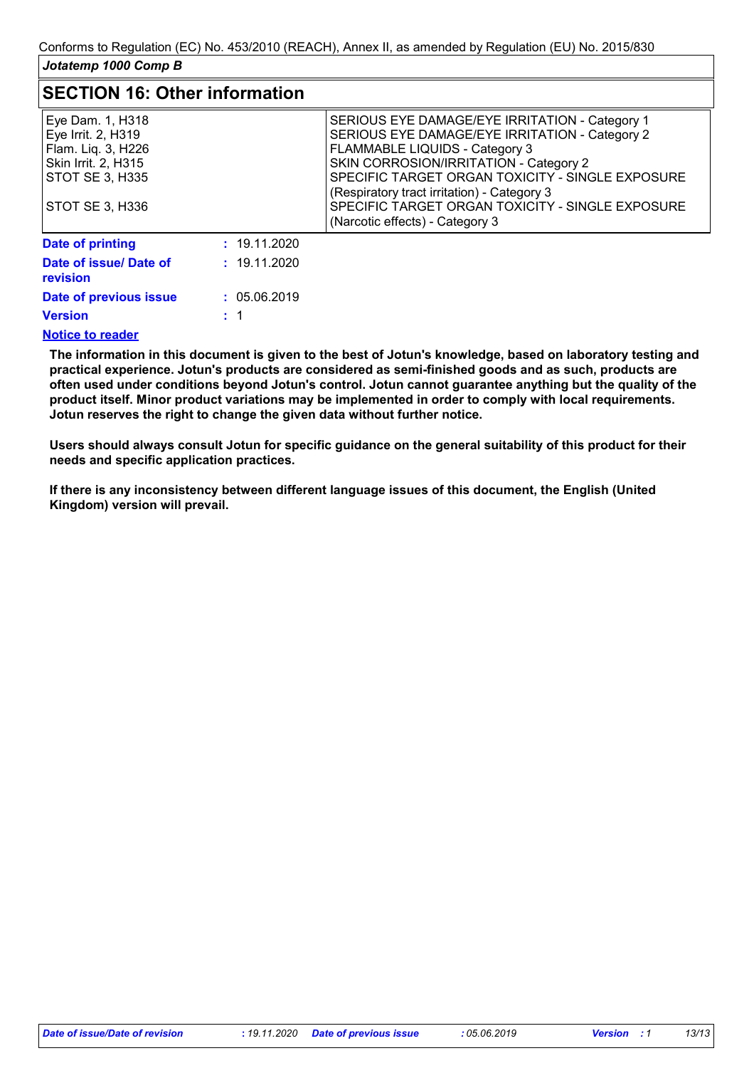## SECTION 16: Other information

| | |
|---|---|
| Eye Dam. 1, H318 | SERIOUS EYE DAMAGE/EYE IRRITATION - Category 1 |
| Eye Irrit. 2, H319 | SERIOUS EYE DAMAGE/EYE IRRITATION - Category 2 |
| Flam. Liq. 3, H226 | FLAMMABLE LIQUIDS - Category 3 |
| Skin Irrit. 2, H315 | SKIN CORROSION/IRRITATION - Category 2 |
| STOT SE 3, H335 | SPECIFIC TARGET ORGAN TOXICITY - SINGLE EXPOSURE (Respiratory tract irritation) - Category 3 |
| STOT SE 3, H336 | SPECIFIC TARGET ORGAN TOXICITY - SINGLE EXPOSURE (Narcotic effects) - Category 3 |

**Date of printing** : 19.11.2020

**Date of issue/ Date of revision** : 19.11.2020

**Date of previous issue** : 05.06.2019

**Version** : 1

**Notice to reader**

**The information in this document is given to the best of Jotun's knowledge, based on laboratory testing and practical experience. Jotun's products are considered as semi-finished goods and as such, products are often used under conditions beyond Jotun's control. Jotun cannot guarantee anything but the quality of the product itself. Minor product variations may be implemented in order to comply with local requirements. Jotun reserves the right to change the given data without further notice.**

**Users should always consult Jotun for specific guidance on the general suitability of this product for their needs and specific application practices.**

**If there is any inconsistency between different language issues of this document, the English (United Kingdom) version will prevail.**